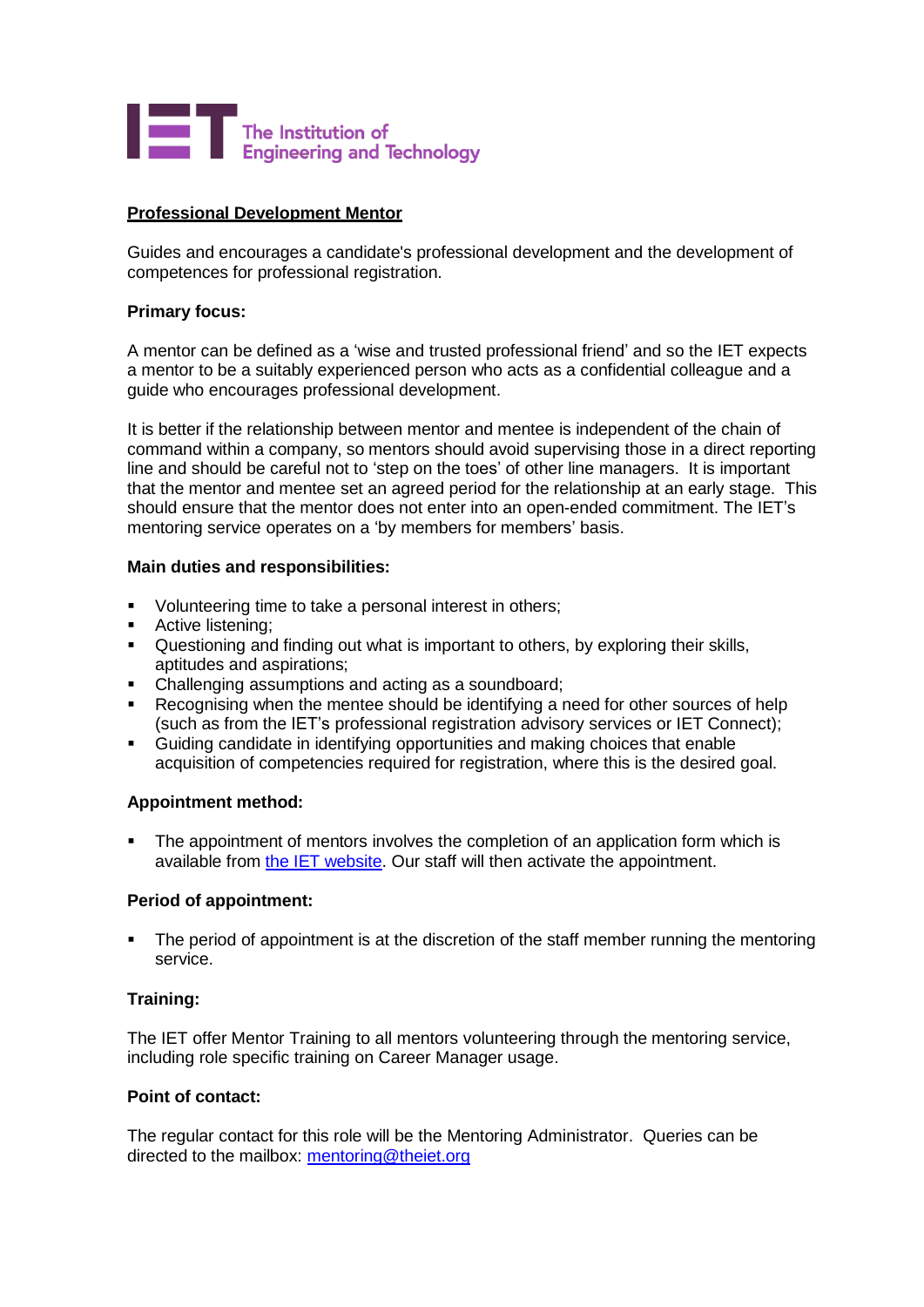The Institution of Engineering and Technology

## Professional Development Mentor

Guides and encourages a candidate's professional development and the development of competences for professional registration.

### Primary focus:

A mentor can be defined as a 'wise and trusted professional friend' and so the IET expects a mentor to be a suitably experienced person who acts as a confidential colleague and a guide who encourages professional development.

It is better if the relationship between mentor and mentee is independent of the chain of command within a company, so mentors should avoid supervising those in a direct reporting line and should be careful not to 'step on the toes' of other line managers. It is important that the mentor and mentee set an agreed period for the relationship at an early stage. This should ensure that the mentor does not enter into an open-ended commitment. The IET's mentoring service operates on a 'by members for members' basis.

### Main duties and responsibilities:

- Volunteering time to take a personal interest in others;
- Active listening;
- Questioning and finding out what is important to others, by exploring their skills, aptitudes and aspirations;
- Challenging assumptions and acting as a soundboard;
- Recognising when the mentee should be identifying a need for other sources of help (such as from the IET's professional registration advisory services or IET Connect);
- Guiding candidate in identifying opportunities and making choices that enable acquisition of competencies required for registration, where this is the desired goal.

### Appointment method:

- The appointment of mentors involves the completion of an application form which is available from the IET website. Our staff will then activate the appointment.

### Period of appointment:

- The period of appointment is at the discretion of the staff member running the mentoring service.

### Training:

The IET offer Mentor Training to all mentors volunteering through the mentoring service, including role specific training on Career Manager usage.

### Point of contact:

The regular contact for this role will be the Mentoring Administrator. Queries can be directed to the mailbox: mentoring@theiet.org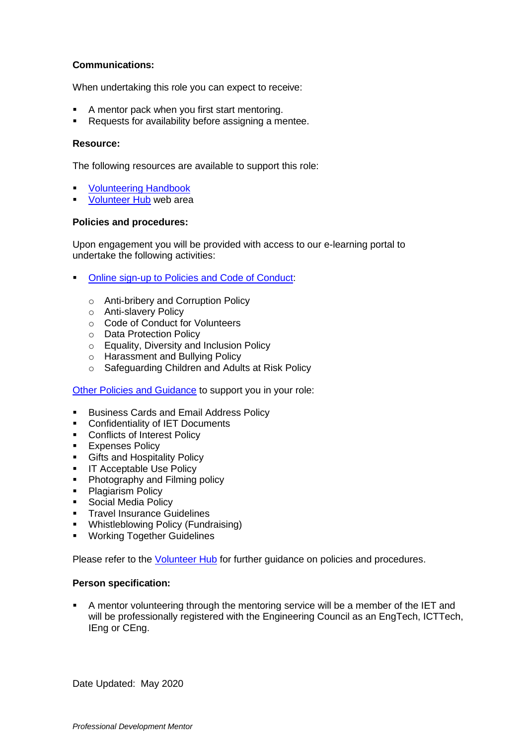**Communications:**

When undertaking this role you can expect to receive:

- A mentor pack when you first start mentoring.
- Requests for availability before assigning a mentee.

**Resource:**

The following resources are available to support this role:

- [Volunteering Handbook]
- [Volunteer Hub] web area

**Policies and procedures:**

Upon engagement you will be provided with access to our e-learning portal to undertake the following activities:

- [Online sign-up to Policies and Code of Conduct]:
  - Anti-bribery and Corruption Policy
  - Anti-slavery Policy
  - Code of Conduct for Volunteers
  - Data Protection Policy
  - Equality, Diversity and Inclusion Policy
  - Harassment and Bullying Policy
  - Safeguarding Children and Adults at Risk Policy

[Other Policies and Guidance] to support you in your role:

- Business Cards and Email Address Policy
- Confidentiality of IET Documents
- Conflicts of Interest Policy
- Expenses Policy
- Gifts and Hospitality Policy
- IT Acceptable Use Policy
- Photography and Filming policy
- Plagiarism Policy
- Social Media Policy
- Travel Insurance Guidelines
- Whistleblowing Policy (Fundraising)
- Working Together Guidelines

Please refer to the [Volunteer Hub] for further guidance on policies and procedures.

**Person specification:**

- A mentor volunteering through the mentoring service will be a member of the IET and will be professionally registered with the Engineering Council as an EngTech, ICTTech, IEng or CEng.

Date Updated: May 2020